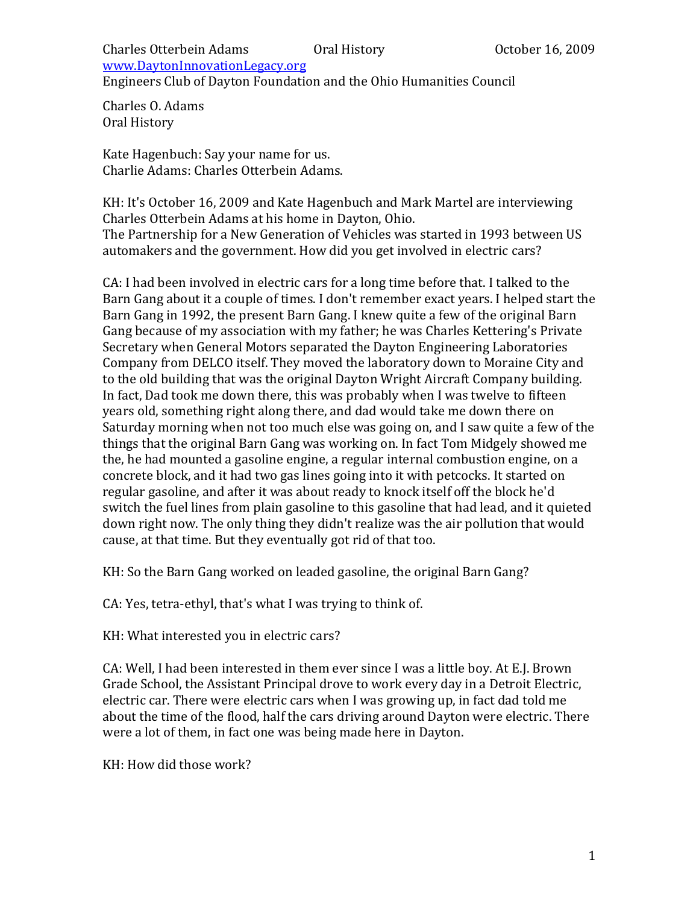Charles O. Adams
Oral History

Kate Hagenbuch: Say your name for us.
Charlie Adams: Charles Otterbein Adams.

KH: It's October 16, 2009 and Kate Hagenbuch and Mark Martel are interviewing Charles Otterbein Adams at his home in Dayton, Ohio.
The Partnership for a New Generation of Vehicles was started in 1993 between US automakers and the government. How did you get involved in electric cars?

CA: I had been involved in electric cars for a long time before that. I talked to the Barn Gang about it a couple of times. I don't remember exact years. I helped start the Barn Gang in 1992, the present Barn Gang. I knew quite a few of the original Barn Gang because of my association with my father; he was Charles Kettering's Private Secretary when General Motors separated the Dayton Engineering Laboratories Company from DELCO itself. They moved the laboratory down to Moraine City and to the old building that was the original Dayton Wright Aircraft Company building. In fact, Dad took me down there, this was probably when I was twelve to fifteen years old, something right along there, and dad would take me down there on Saturday morning when not too much else was going on, and I saw quite a few of the things that the original Barn Gang was working on. In fact Tom Midgely showed me the, he had mounted a gasoline engine, a regular internal combustion engine, on a concrete block, and it had two gas lines going into it with petcocks. It started on regular gasoline, and after it was about ready to knock itself off the block he'd switch the fuel lines from plain gasoline to this gasoline that had lead, and it quieted down right now. The only thing they didn't realize was the air pollution that would cause, at that time. But they eventually got rid of that too.

KH: So the Barn Gang worked on leaded gasoline, the original Barn Gang?

CA: Yes, tetra-ethyl, that's what I was trying to think of.

KH: What interested you in electric cars?

CA: Well, I had been interested in them ever since I was a little boy. At E.J. Brown Grade School, the Assistant Principal drove to work every day in a Detroit Electric, electric car. There were electric cars when I was growing up, in fact dad told me about the time of the flood, half the cars driving around Dayton were electric. There were a lot of them, in fact one was being made here in Dayton.

KH: How did those work?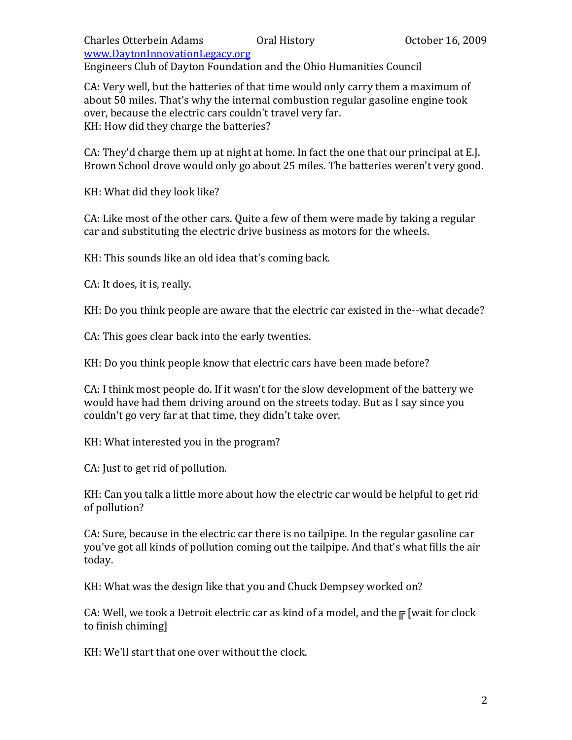CA: Very well, but the batteries of that time would only carry them a maximum of about 50 miles. That's why the internal combustion regular gasoline engine took over, because the electric cars couldn't travel very far.
KH: How did they charge the batteries?

CA: They'd charge them up at night at home. In fact the one that our principal at E.J. Brown School drove would only go about 25 miles. The batteries weren't very good.

KH: What did they look like?

CA: Like most of the other cars. Quite a few of them were made by taking a regular car and substituting the electric drive business as motors for the wheels.

KH: This sounds like an old idea that's coming back.

CA: It does, it is, really.

KH: Do you think people are aware that the electric car existed in the--what decade?

CA: This goes clear back into the early twenties.

KH: Do you think people know that electric cars have been made before?

CA: I think most people do. If it wasn't for the slow development of the battery we would have had them driving around on the streets today. But as I say since you couldn't go very far at that time, they didn't take over.

KH: What interested you in the program?

CA: Just to get rid of pollution.

KH: Can you talk a little more about how the electric car would be helpful to get rid of pollution?

CA: Sure, because in the electric car there is no tailpipe. In the regular gasoline car you've got all kinds of pollution coming out the tailpipe. And that's what fills the air today.

KH: What was the design like that you and Chuck Dempsey worked on?

CA: Well, we took a Detroit electric car as kind of a model, and the [wait for clock to finish chiming]

KH: We'll start that one over without the clock.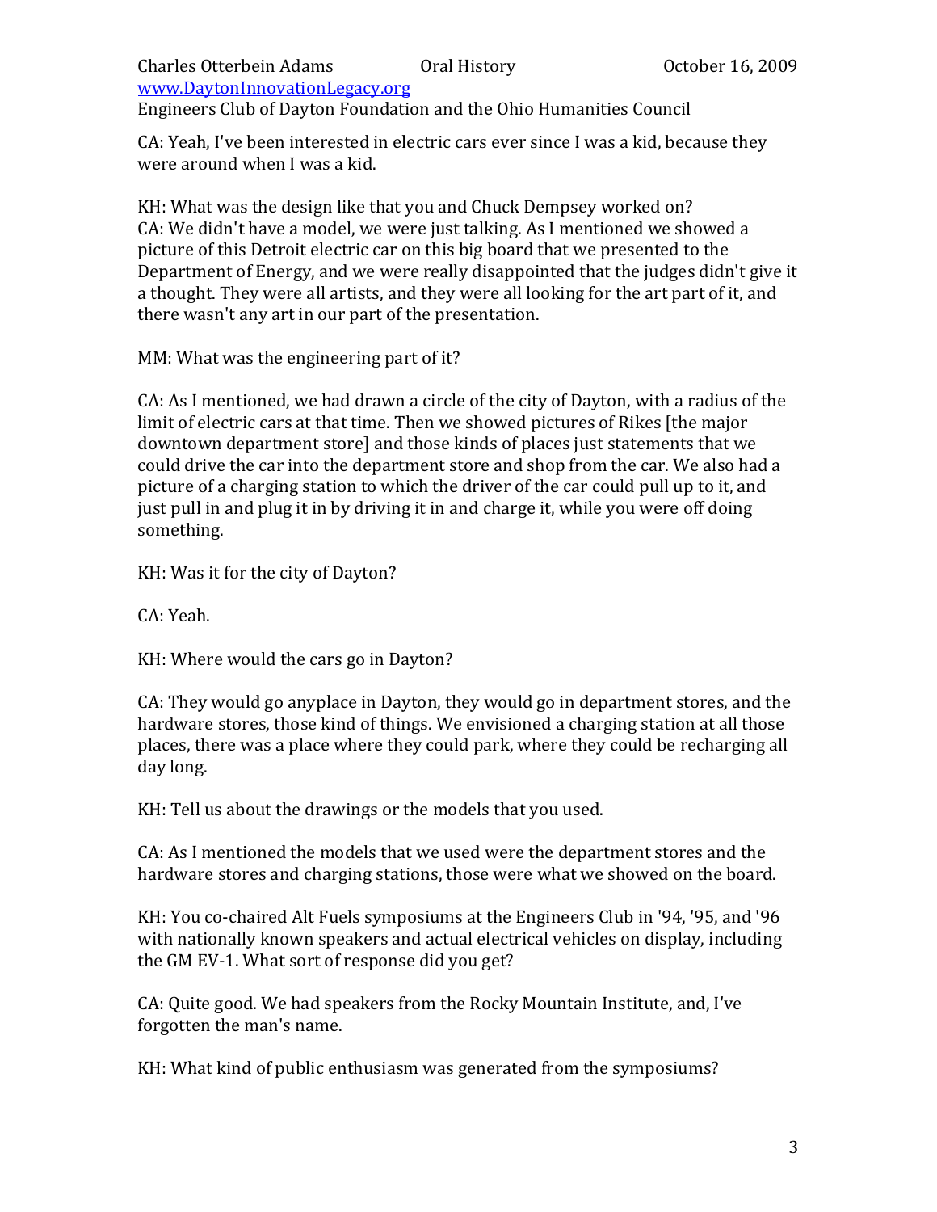CA: Yeah, I've been interested in electric cars ever since I was a kid, because they were around when I was a kid.

KH: What was the design like that you and Chuck Dempsey worked on?
CA: We didn't have a model, we were just talking. As I mentioned we showed a picture of this Detroit electric car on this big board that we presented to the Department of Energy, and we were really disappointed that the judges didn't give it a thought. They were all artists, and they were all looking for the art part of it, and there wasn't any art in our part of the presentation.

MM: What was the engineering part of it?

CA: As I mentioned, we had drawn a circle of the city of Dayton, with a radius of the limit of electric cars at that time. Then we showed pictures of Rikes [the major downtown department store] and those kinds of places just statements that we could drive the car into the department store and shop from the car. We also had a picture of a charging station to which the driver of the car could pull up to it, and just pull in and plug it in by driving it in and charge it, while you were off doing something.

KH: Was it for the city of Dayton?

CA: Yeah.

KH: Where would the cars go in Dayton?

CA: They would go anyplace in Dayton, they would go in department stores, and the hardware stores, those kind of things. We envisioned a charging station at all those places, there was a place where they could park, where they could be recharging all day long.

KH: Tell us about the drawings or the models that you used.

CA: As I mentioned the models that we used were the department stores and the hardware stores and charging stations, those were what we showed on the board.

KH: You co-chaired Alt Fuels symposiums at the Engineers Club in '94, '95, and '96 with nationally known speakers and actual electrical vehicles on display, including the GM EV-1. What sort of response did you get?

CA: Quite good. We had speakers from the Rocky Mountain Institute, and, I've forgotten the man's name.

KH: What kind of public enthusiasm was generated from the symposiums?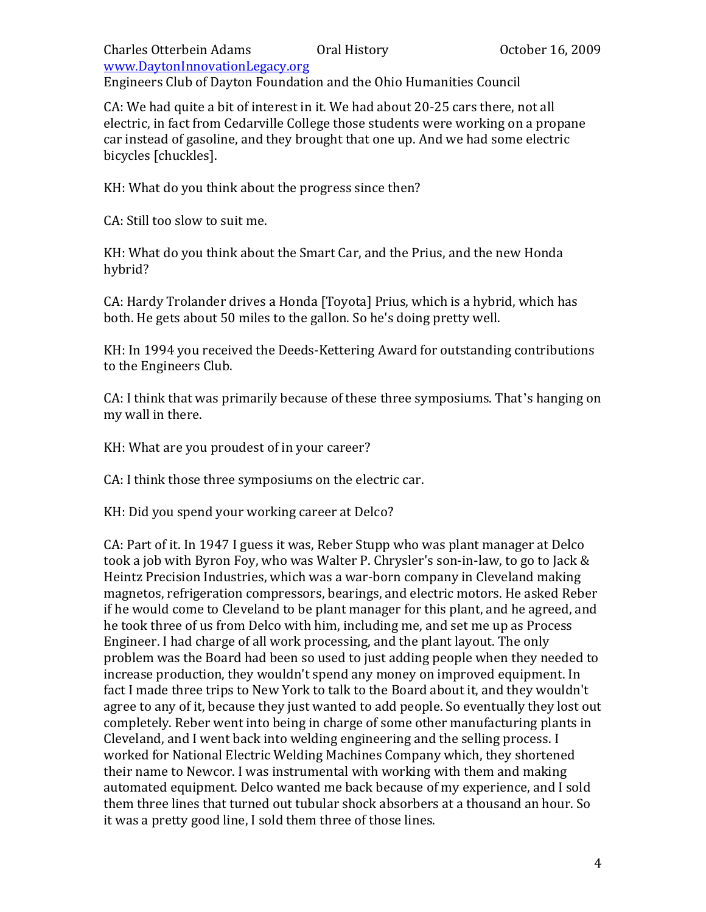CA: We had quite a bit of interest in it. We had about 20-25 cars there, not all electric, in fact from Cedarville College those students were working on a propane car instead of gasoline, and they brought that one up. And we had some electric bicycles [chuckles].

KH: What do you think about the progress since then?

CA: Still too slow to suit me.

KH: What do you think about the Smart Car, and the Prius, and the new Honda hybrid?

CA: Hardy Trolander drives a Honda [Toyota] Prius, which is a hybrid, which has both. He gets about 50 miles to the gallon. So he's doing pretty well.

KH: In 1994 you received the Deeds-Kettering Award for outstanding contributions to the Engineers Club.

CA: I think that was primarily because of these three symposiums. That's hanging on my wall in there.

KH: What are you proudest of in your career?

CA: I think those three symposiums on the electric car.

KH: Did you spend your working career at Delco?

CA: Part of it. In 1947 I guess it was, Reber Stupp who was plant manager at Delco took a job with Byron Foy, who was Walter P. Chrysler's son-in-law, to go to Jack & Heintz Precision Industries, which was a war-born company in Cleveland making magnetos, refrigeration compressors, bearings, and electric motors. He asked Reber if he would come to Cleveland to be plant manager for this plant, and he agreed, and he took three of us from Delco with him, including me, and set me up as Process Engineer. I had charge of all work processing, and the plant layout. The only problem was the Board had been so used to just adding people when they needed to increase production, they wouldn't spend any money on improved equipment. In fact I made three trips to New York to talk to the Board about it, and they wouldn't agree to any of it, because they just wanted to add people. So eventually they lost out completely. Reber went into being in charge of some other manufacturing plants in Cleveland, and I went back into welding engineering and the selling process. I worked for National Electric Welding Machines Company which, they shortened their name to Newcor. I was instrumental with working with them and making automated equipment. Delco wanted me back because of my experience, and I sold them three lines that turned out tubular shock absorbers at a thousand an hour. So it was a pretty good line, I sold them three of those lines.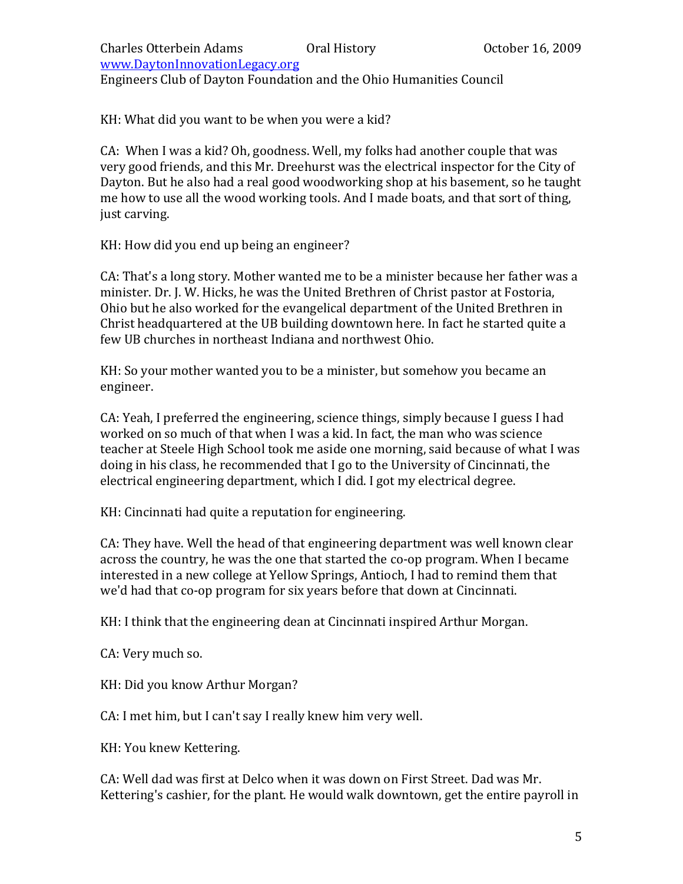KH: What did you want to be when you were a kid?

CA: When I was a kid? Oh, goodness. Well, my folks had another couple that was very good friends, and this Mr. Dreehurst was the electrical inspector for the City of Dayton. But he also had a real good woodworking shop at his basement, so he taught me how to use all the wood working tools. And I made boats, and that sort of thing, just carving.

KH: How did you end up being an engineer?

CA: That's a long story. Mother wanted me to be a minister because her father was a minister. Dr. J. W. Hicks, he was the United Brethren of Christ pastor at Fostoria, Ohio but he also worked for the evangelical department of the United Brethren in Christ headquartered at the UB building downtown here. In fact he started quite a few UB churches in northeast Indiana and northwest Ohio.

KH: So your mother wanted you to be a minister, but somehow you became an engineer.

CA: Yeah, I preferred the engineering, science things, simply because I guess I had worked on so much of that when I was a kid. In fact, the man who was science teacher at Steele High School took me aside one morning, said because of what I was doing in his class, he recommended that I go to the University of Cincinnati, the electrical engineering department, which I did. I got my electrical degree.

KH: Cincinnati had quite a reputation for engineering.

CA: They have. Well the head of that engineering department was well known clear across the country, he was the one that started the co-op program. When I became interested in a new college at Yellow Springs, Antioch, I had to remind them that we'd had that co-op program for six years before that down at Cincinnati.

KH: I think that the engineering dean at Cincinnati inspired Arthur Morgan.

CA: Very much so.

KH: Did you know Arthur Morgan?

CA: I met him, but I can't say I really knew him very well.

KH: You knew Kettering.

CA: Well dad was first at Delco when it was down on First Street. Dad was Mr. Kettering's cashier, for the plant. He would walk downtown, get the entire payroll in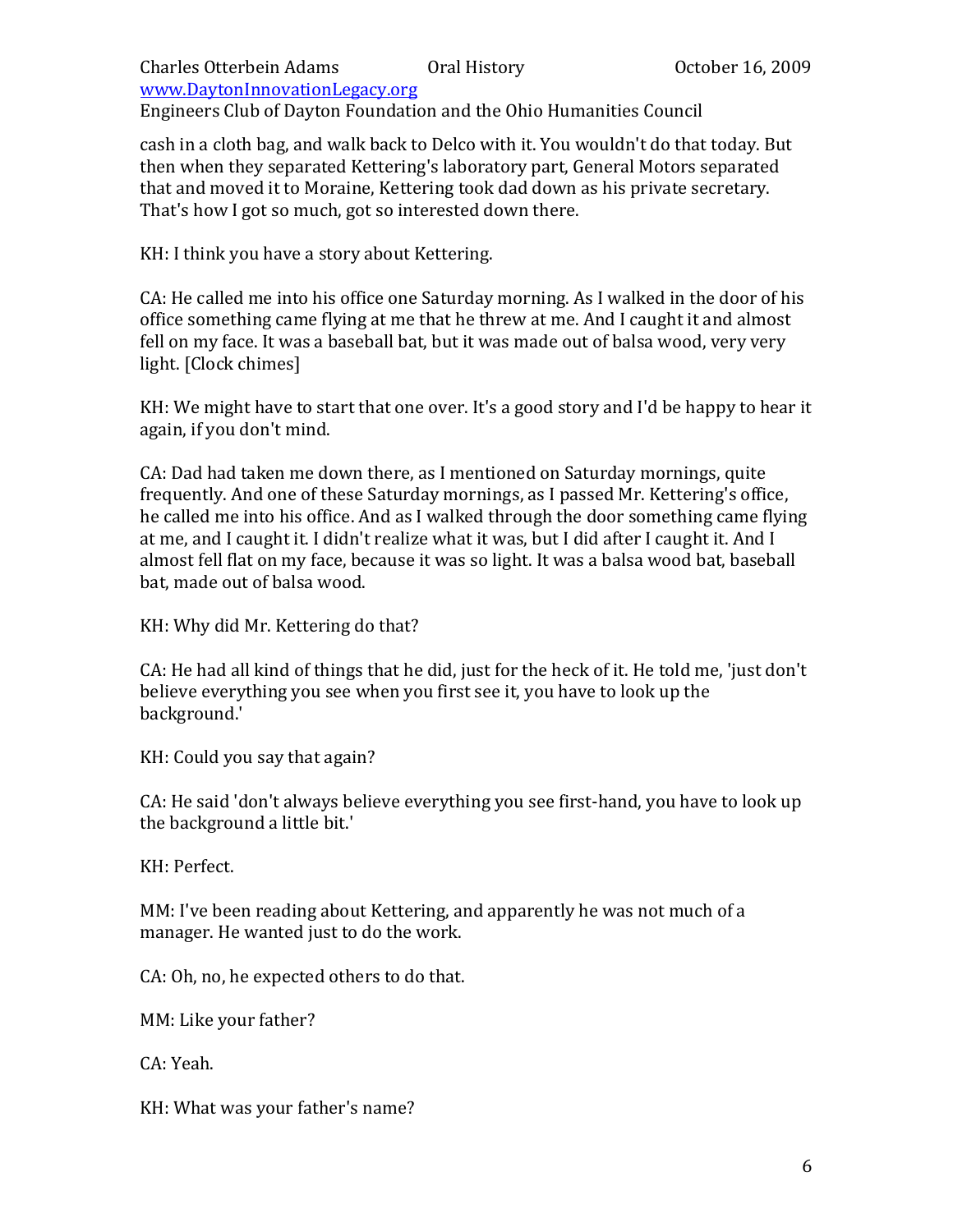cash in a cloth bag, and walk back to Delco with it. You wouldn't do that today. But then when they separated Kettering's laboratory part, General Motors separated that and moved it to Moraine, Kettering took dad down as his private secretary. That's how I got so much, got so interested down there.

KH: I think you have a story about Kettering.

CA: He called me into his office one Saturday morning. As I walked in the door of his office something came flying at me that he threw at me. And I caught it and almost fell on my face. It was a baseball bat, but it was made out of balsa wood, very very light. [Clock chimes]

KH: We might have to start that one over. It's a good story and I'd be happy to hear it again, if you don't mind.

CA: Dad had taken me down there, as I mentioned on Saturday mornings, quite frequently. And one of these Saturday mornings, as I passed Mr. Kettering's office, he called me into his office. And as I walked through the door something came flying at me, and I caught it. I didn't realize what it was, but I did after I caught it. And I almost fell flat on my face, because it was so light. It was a balsa wood bat, baseball bat, made out of balsa wood.

KH: Why did Mr. Kettering do that?

CA: He had all kind of things that he did, just for the heck of it. He told me, 'just don't believe everything you see when you first see it, you have to look up the background.'

KH: Could you say that again?

CA: He said 'don't always believe everything you see first-hand, you have to look up the background a little bit.'

KH: Perfect.

MM: I've been reading about Kettering, and apparently he was not much of a manager. He wanted just to do the work.

CA: Oh, no, he expected others to do that.

MM: Like your father?

CA: Yeah.

KH: What was your father's name?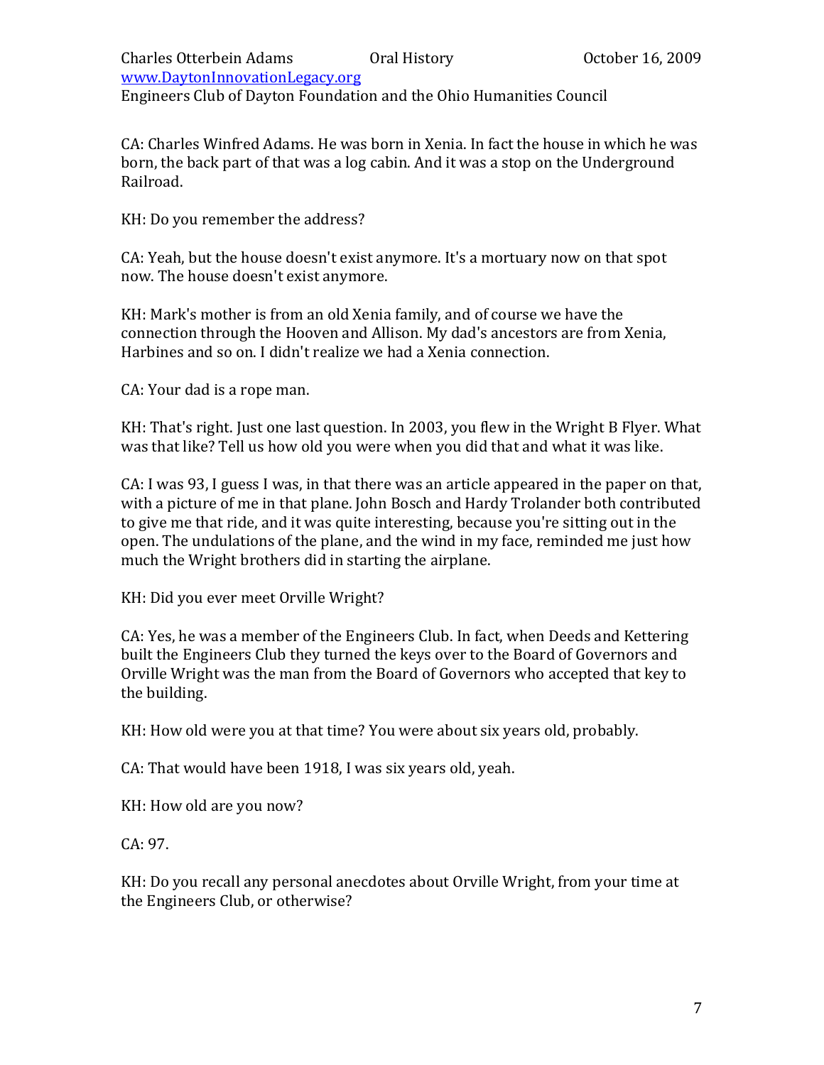CA: Charles Winfred Adams. He was born in Xenia. In fact the house in which he was born, the back part of that was a log cabin. And it was a stop on the Underground Railroad.

KH: Do you remember the address?

CA: Yeah, but the house doesn't exist anymore. It's a mortuary now on that spot now. The house doesn't exist anymore.

KH: Mark's mother is from an old Xenia family, and of course we have the connection through the Hooven and Allison. My dad's ancestors are from Xenia, Harbines and so on. I didn't realize we had a Xenia connection.

CA: Your dad is a rope man.

KH: That's right. Just one last question. In 2003, you flew in the Wright B Flyer. What was that like? Tell us how old you were when you did that and what it was like.

CA: I was 93, I guess I was, in that there was an article appeared in the paper on that, with a picture of me in that plane. John Bosch and Hardy Trolander both contributed to give me that ride, and it was quite interesting, because you're sitting out in the open. The undulations of the plane, and the wind in my face, reminded me just how much the Wright brothers did in starting the airplane.

KH: Did you ever meet Orville Wright?

CA: Yes, he was a member of the Engineers Club. In fact, when Deeds and Kettering built the Engineers Club they turned the keys over to the Board of Governors and Orville Wright was the man from the Board of Governors who accepted that key to the building.

KH: How old were you at that time? You were about six years old, probably.

CA: That would have been 1918, I was six years old, yeah.

KH: How old are you now?

CA: 97.

KH: Do you recall any personal anecdotes about Orville Wright, from your time at the Engineers Club, or otherwise?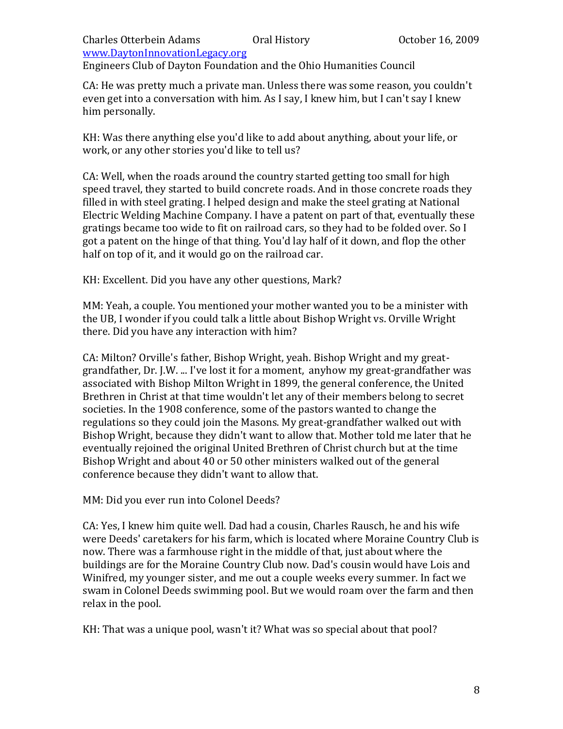CA: He was pretty much a private man. Unless there was some reason, you couldn't even get into a conversation with him. As I say, I knew him, but I can't say I knew him personally.

KH: Was there anything else you'd like to add about anything, about your life, or work, or any other stories you'd like to tell us?

CA: Well, when the roads around the country started getting too small for high speed travel, they started to build concrete roads. And in those concrete roads they filled in with steel grating. I helped design and make the steel grating at National Electric Welding Machine Company. I have a patent on part of that, eventually these gratings became too wide to fit on railroad cars, so they had to be folded over. So I got a patent on the hinge of that thing. You'd lay half of it down, and flop the other half on top of it, and it would go on the railroad car.

KH: Excellent. Did you have any other questions, Mark?

MM: Yeah, a couple. You mentioned your mother wanted you to be a minister with the UB, I wonder if you could talk a little about Bishop Wright vs. Orville Wright there. Did you have any interaction with him?

CA: Milton? Orville's father, Bishop Wright, yeah. Bishop Wright and my great-grandfather, Dr. J.W. ... I've lost it for a moment, anyhow my great-grandfather was associated with Bishop Milton Wright in 1899, the general conference, the United Brethren in Christ at that time wouldn't let any of their members belong to secret societies. In the 1908 conference, some of the pastors wanted to change the regulations so they could join the Masons. My great-grandfather walked out with Bishop Wright, because they didn't want to allow that. Mother told me later that he eventually rejoined the original United Brethren of Christ church but at the time Bishop Wright and about 40 or 50 other ministers walked out of the general conference because they didn't want to allow that.

MM: Did you ever run into Colonel Deeds?

CA: Yes, I knew him quite well. Dad had a cousin, Charles Rausch, he and his wife were Deeds' caretakers for his farm, which is located where Moraine Country Club is now. There was a farmhouse right in the middle of that, just about where the buildings are for the Moraine Country Club now. Dad's cousin would have Lois and Winifred, my younger sister, and me out a couple weeks every summer. In fact we swam in Colonel Deeds swimming pool. But we would roam over the farm and then relax in the pool.

KH: That was a unique pool, wasn't it? What was so special about that pool?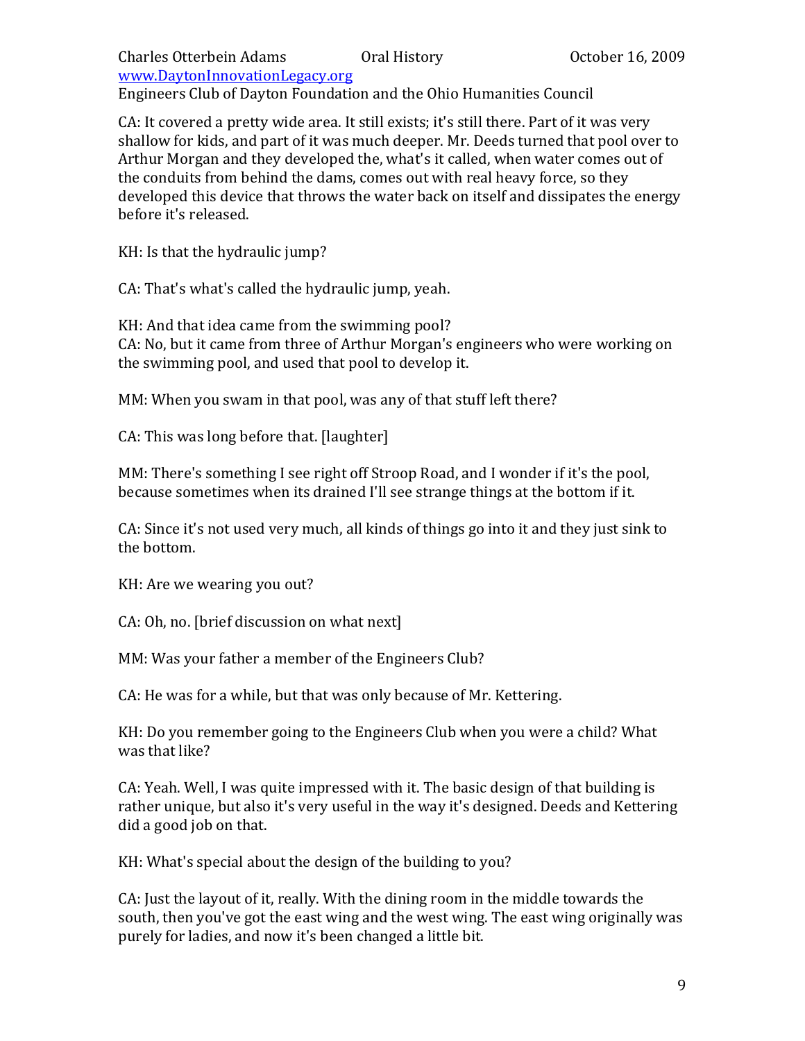CA: It covered a pretty wide area. It still exists; it's still there. Part of it was very shallow for kids, and part of it was much deeper. Mr. Deeds turned that pool over to Arthur Morgan and they developed the, what's it called, when water comes out of the conduits from behind the dams, comes out with real heavy force, so they developed this device that throws the water back on itself and dissipates the energy before it's released.

KH: Is that the hydraulic jump?

CA: That's what's called the hydraulic jump, yeah.

KH: And that idea came from the swimming pool?
CA: No, but it came from three of Arthur Morgan's engineers who were working on the swimming pool, and used that pool to develop it.

MM: When you swam in that pool, was any of that stuff left there?

CA: This was long before that. [laughter]

MM: There's something I see right off Stroop Road, and I wonder if it's the pool, because sometimes when its drained I'll see strange things at the bottom if it.

CA: Since it's not used very much, all kinds of things go into it and they just sink to the bottom.

KH: Are we wearing you out?

CA: Oh, no. [brief discussion on what next]

MM: Was your father a member of the Engineers Club?

CA: He was for a while, but that was only because of Mr. Kettering.

KH: Do you remember going to the Engineers Club when you were a child? What was that like?

CA: Yeah. Well, I was quite impressed with it. The basic design of that building is rather unique, but also it's very useful in the way it's designed. Deeds and Kettering did a good job on that.

KH: What's special about the design of the building to you?

CA: Just the layout of it, really. With the dining room in the middle towards the south, then you've got the east wing and the west wing. The east wing originally was purely for ladies, and now it's been changed a little bit.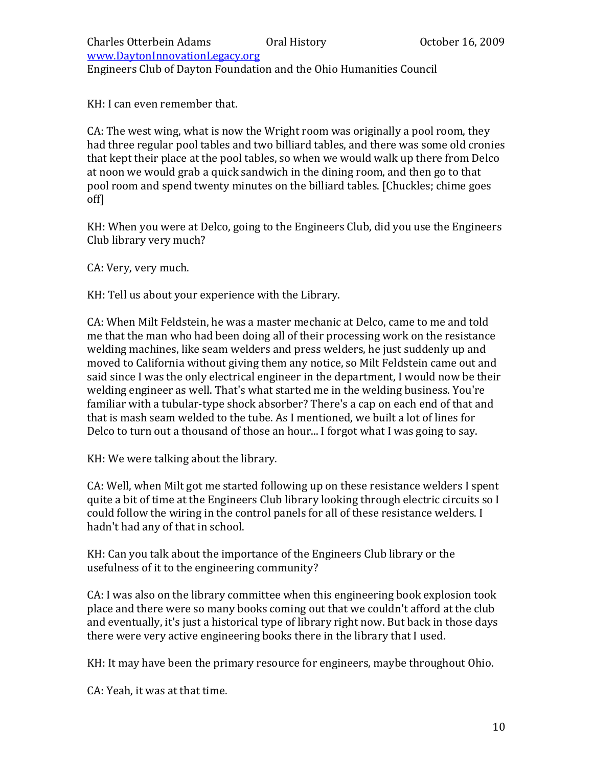KH: I can even remember that.

CA: The west wing, what is now the Wright room was originally a pool room, they had three regular pool tables and two billiard tables, and there was some old cronies that kept their place at the pool tables, so when we would walk up there from Delco at noon we would grab a quick sandwich in the dining room, and then go to that pool room and spend twenty minutes on the billiard tables. [Chuckles; chime goes off]

KH: When you were at Delco, going to the Engineers Club, did you use the Engineers Club library very much?

CA: Very, very much.

KH: Tell us about your experience with the Library.

CA: When Milt Feldstein, he was a master mechanic at Delco, came to me and told me that the man who had been doing all of their processing work on the resistance welding machines, like seam welders and press welders, he just suddenly up and moved to California without giving them any notice, so Milt Feldstein came out and said since I was the only electrical engineer in the department, I would now be their welding engineer as well. That's what started me in the welding business. You're familiar with a tubular-type shock absorber? There's a cap on each end of that and that is mash seam welded to the tube. As I mentioned, we built a lot of lines for Delco to turn out a thousand of those an hour... I forgot what I was going to say.

KH: We were talking about the library.

CA: Well, when Milt got me started following up on these resistance welders I spent quite a bit of time at the Engineers Club library looking through electric circuits so I could follow the wiring in the control panels for all of these resistance welders. I hadn't had any of that in school.

KH: Can you talk about the importance of the Engineers Club library or the usefulness of it to the engineering community?

CA: I was also on the library committee when this engineering book explosion took place and there were so many books coming out that we couldn't afford at the club and eventually, it's just a historical type of library right now. But back in those days there were very active engineering books there in the library that I used.

KH: It may have been the primary resource for engineers, maybe throughout Ohio.

CA: Yeah, it was at that time.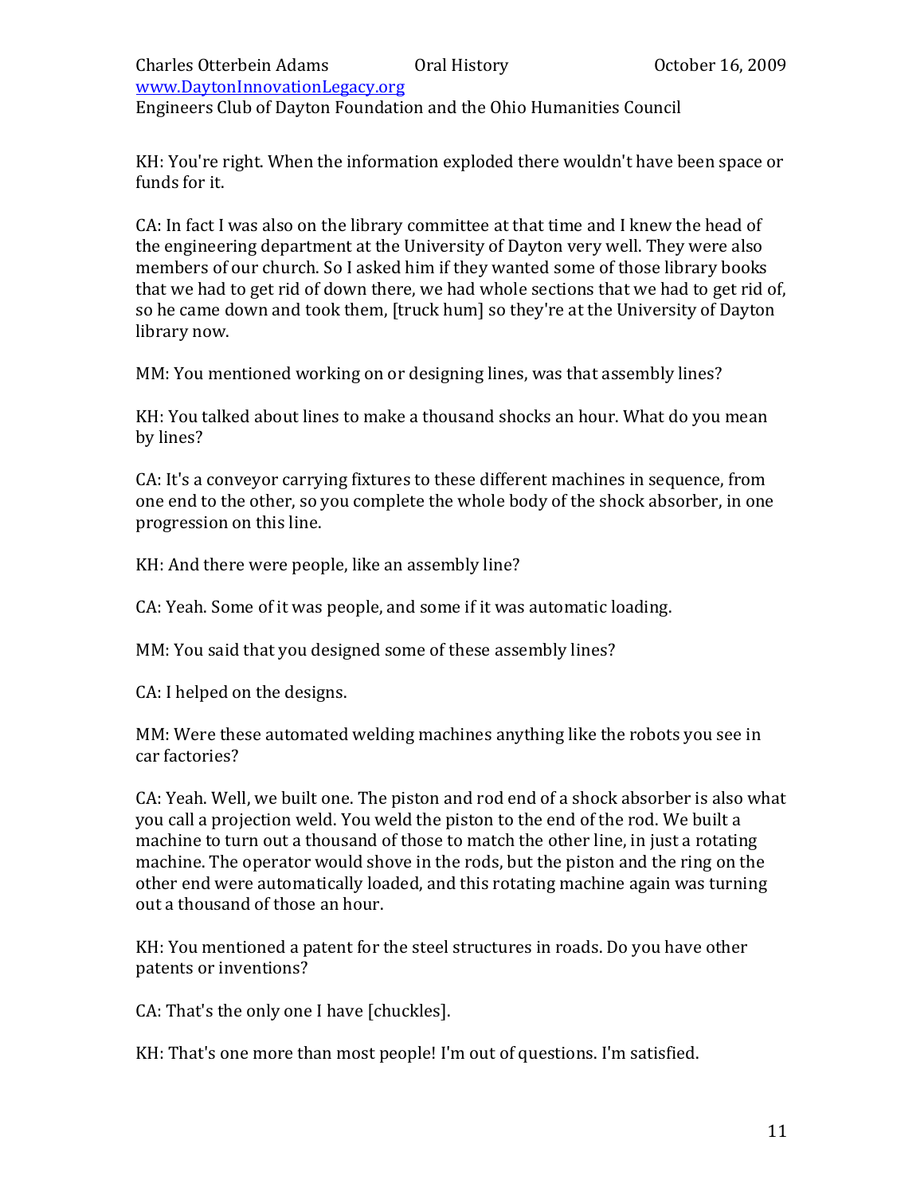KH: You're right. When the information exploded there wouldn't have been space or funds for it.

CA: In fact I was also on the library committee at that time and I knew the head of the engineering department at the University of Dayton very well. They were also members of our church. So I asked him if they wanted some of those library books that we had to get rid of down there, we had whole sections that we had to get rid of, so he came down and took them, [truck hum] so they're at the University of Dayton library now.

MM: You mentioned working on or designing lines, was that assembly lines?

KH: You talked about lines to make a thousand shocks an hour. What do you mean by lines?

CA: It's a conveyor carrying fixtures to these different machines in sequence, from one end to the other, so you complete the whole body of the shock absorber, in one progression on this line.

KH: And there were people, like an assembly line?

CA: Yeah. Some of it was people, and some if it was automatic loading.

MM: You said that you designed some of these assembly lines?

CA: I helped on the designs.

MM: Were these automated welding machines anything like the robots you see in car factories?

CA: Yeah. Well, we built one. The piston and rod end of a shock absorber is also what you call a projection weld. You weld the piston to the end of the rod. We built a machine to turn out a thousand of those to match the other line, in just a rotating machine. The operator would shove in the rods, but the piston and the ring on the other end were automatically loaded, and this rotating machine again was turning out a thousand of those an hour.

KH: You mentioned a patent for the steel structures in roads. Do you have other patents or inventions?

CA: That's the only one I have [chuckles].

KH: That's one more than most people! I'm out of questions. I'm satisfied.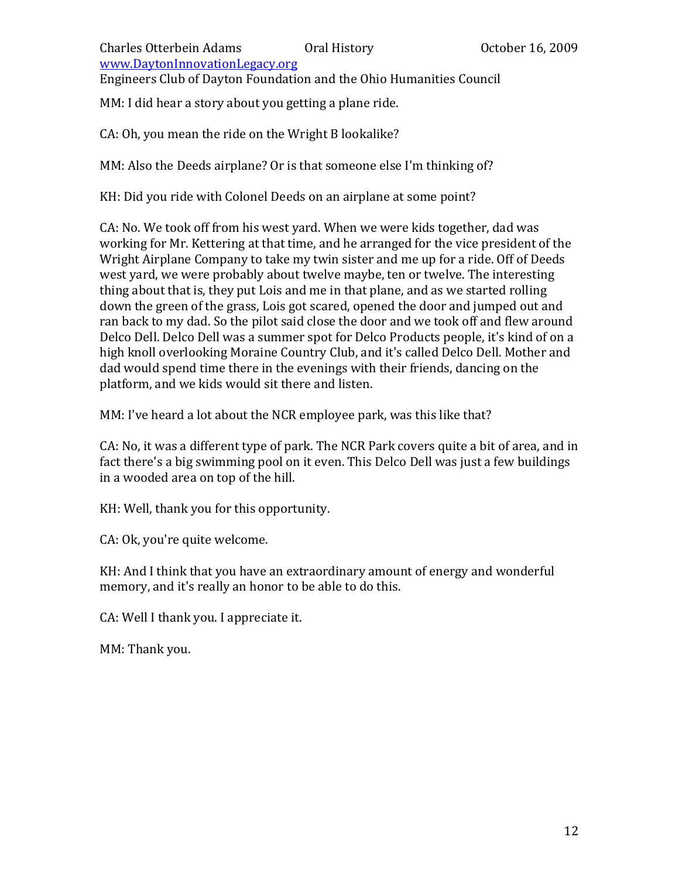MM: I did hear a story about you getting a plane ride.

CA: Oh, you mean the ride on the Wright B lookalike?

MM: Also the Deeds airplane? Or is that someone else I'm thinking of?

KH: Did you ride with Colonel Deeds on an airplane at some point?

CA: No. We took off from his west yard. When we were kids together, dad was working for Mr. Kettering at that time, and he arranged for the vice president of the Wright Airplane Company to take my twin sister and me up for a ride. Off of Deeds west yard, we were probably about twelve maybe, ten or twelve. The interesting thing about that is, they put Lois and me in that plane, and as we started rolling down the green of the grass, Lois got scared, opened the door and jumped out and ran back to my dad. So the pilot said close the door and we took off and flew around Delco Dell. Delco Dell was a summer spot for Delco Products people, it's kind of on a high knoll overlooking Moraine Country Club, and it's called Delco Dell. Mother and dad would spend time there in the evenings with their friends, dancing on the platform, and we kids would sit there and listen.

MM: I've heard a lot about the NCR employee park, was this like that?

CA: No, it was a different type of park. The NCR Park covers quite a bit of area, and in fact there's a big swimming pool on it even. This Delco Dell was just a few buildings in a wooded area on top of the hill.

KH: Well, thank you for this opportunity.

CA: Ok, you're quite welcome.

KH: And I think that you have an extraordinary amount of energy and wonderful memory, and it's really an honor to be able to do this.

CA: Well I thank you. I appreciate it.

MM: Thank you.